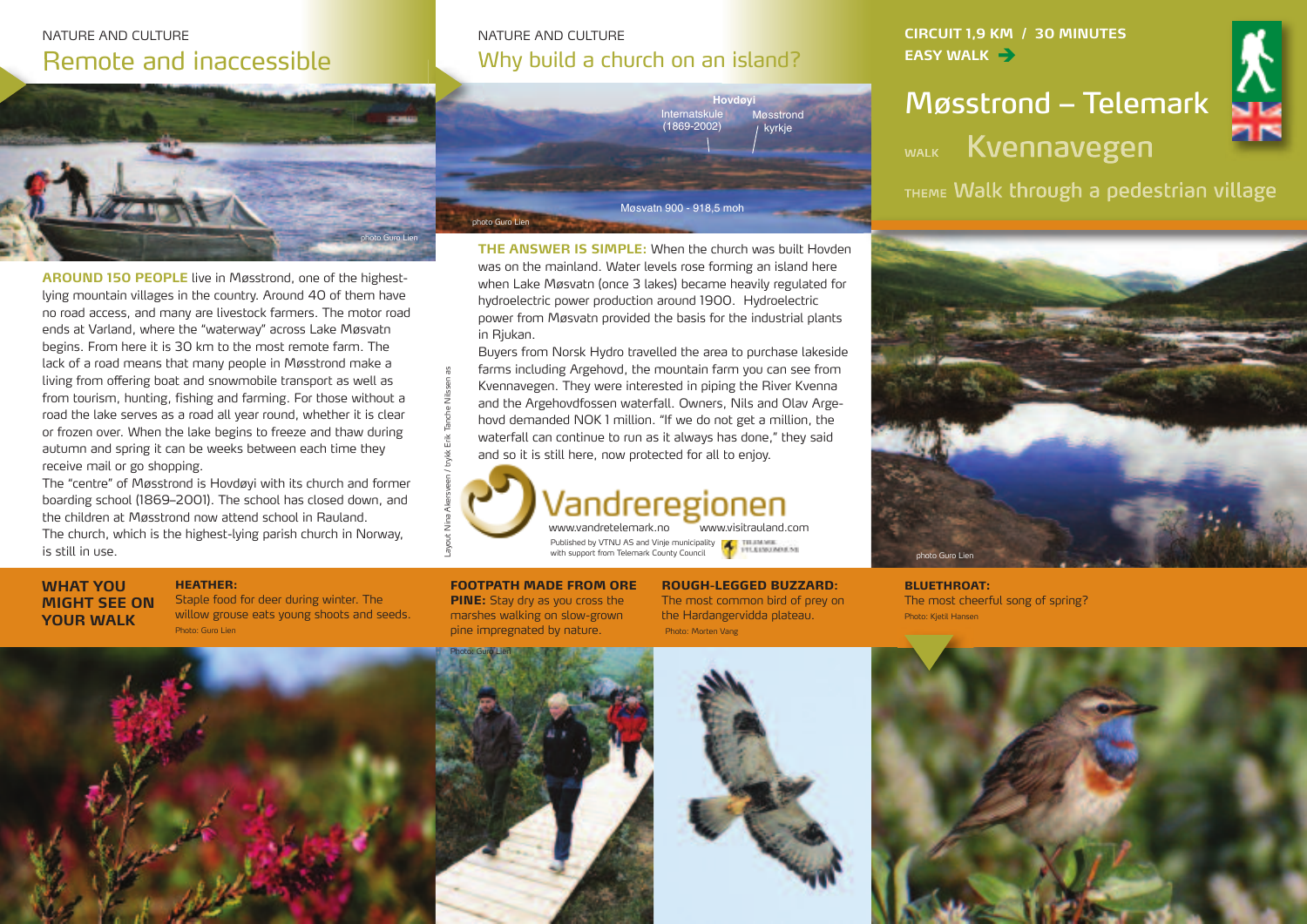CIRCUIT 1,9 KM / 30 MINUTES
EASY WALK

# Møsstrond – Telemark

WALK **Kvennavegen**

THEME **Walk through a pedestrian village**

photo Guro Lien

NATURE AND CULTURE

## Remote and inaccessible

photo Guro Lien

**AROUND 150 PEOPLE** live in Møsstrond, one of the highest-lying mountain villages in the country. Around 40 of them have no road access, and many are livestock farmers. The motor road ends at Varland, where the "waterway" across Lake Møsvatn begins. From here it is 30 km to the most remote farm. The lack of a road means that many people in Møsstrond make a living from offering boat and snowmobile transport as well as from tourism, hunting, fishing and farming. For those without a road the lake serves as a road all year round, whether it is clear or frozen over. When the lake begins to freeze and thaw during autumn and spring it can be weeks between each time they receive mail or go shopping.

The "centre" of Møsstrond is Hovdøyi with its church and former boarding school (1869–2001). The school has closed down, and the children at Møsstrond now attend school in Rauland.
The church, which is the highest-lying parish church in Norway, is still in use.

NATURE AND CULTURE

## Why build a church on an island?

Hovdøyi
Internatskule (1869-2002)
Møsstrond kyrkje
Møsvatn 900 - 918,5 moh
photo Guro Lien

**THE ANSWER IS SIMPLE:** When the church was built Hovden was on the mainland. Water levels rose forming an island here when Lake Møsvatn (once 3 lakes) became heavily regulated for hydroelectric power production around 1900. Hydroelectric power from Møsvatn provided the basis for the industrial plants in Rjukan.

Buyers from Norsk Hydro travelled the area to purchase lakeside farms including Argehovd, the mountain farm you can see from Kvennavegen. They were interested in piping the River Kvenna and the Argehovdfossen waterfall. Owners, Nils and Olav Argehovd demanded NOK 1 million. "If we do not get a million, the waterfall can continue to run as it always has done," they said and so it is still here, now protected for all to enjoy.

Vandreregionen
www.vandretelemark.no www.visitrauland.com
Published by VTNU AS and Vinje municipality with support from Telemark County Council

Layout Nina Akersveen / trykk Erik Tanche Nilssen as

## WHAT YOU MIGHT SEE ON YOUR WALK

**HEATHER:**
Staple food for deer during winter. The willow grouse eats young shoots and seeds.
Photo: Guro Lien

**FOOTPATH MADE FROM ORE PINE:** Stay dry as you cross the marshes walking on slow-grown pine impregnated by nature.
Photo: Guro Lien

**ROUGH-LEGGED BUZZARD:**
The most common bird of prey on the Hardangervidda plateau.
Photo: Morten Vang

**BLUETHROAT:**
The most cheerful song of spring?
Photo: Kjetil Hansen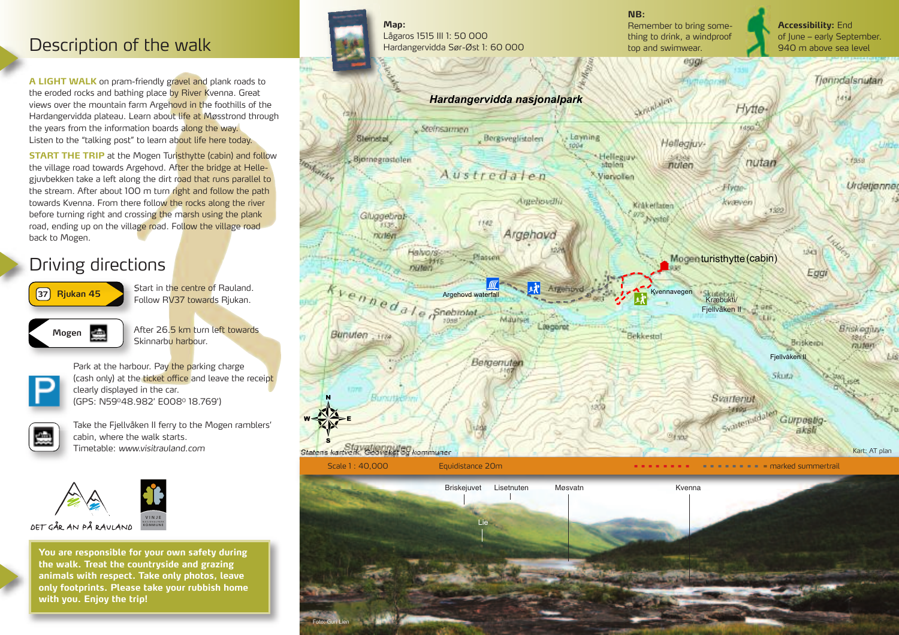# Description of the walk

**A LIGHT WALK** on pram-friendly gravel and plank roads to the eroded rocks and bathing place by River Kvenna. Great views over the mountain farm Argehovd in the foothills of the Hardangervidda plateau. Learn about life at Møsstrond through the years from the information boards along the way. Listen to the "talking post" to learn about life here today.

**START THE TRIP** at the Mogen Turisthytte (cabin) and follow the village road towards Argehovd. After the bridge at Hellegjuvbekken take a left along the dirt road that runs parallel to the stream. After about 100 m turn right and follow the path towards Kvenna. From there follow the rocks along the river before turning right and crossing the marsh using the plank road, ending up on the village road. Follow the village road back to Mogen.

# Driving directions

37 Rjukan 45

Start in the centre of Rauland. Follow RV37 towards Rjukan.

Mogen

After 26.5 km turn left towards Skinnarbu harbour.

Park at the harbour. Pay the parking charge (cash only) at the ticket office and leave the receipt clearly displayed in the car. (GPS: N59º48.982' E008º 18.769')

Take the Fjellvåken II ferry to the Mogen ramblers' cabin, where the walk starts. Timetable: *www.visitrauland.com*

DET GÅR AN PÅ RAULAND

VINJE KOMMUNE

**You are responsible for your own safety during the walk. Treat the countryside and grazing animals with respect. Take only photos, leave only footprints. Please take your rubbish home with you. Enjoy the trip!**

**Map:**
Lågaros 1515 III 1: 50 000
Hardangervidda Sør-Øst 1: 60 000

**NB:**
Remember to bring something to drink, a windproof top and swimwear.

**Accessibility:** End of June – early September. 940 m above sea level

*Hardangervidda nasjonalpark*

Mogen turisthytte (cabin)

Argehovd waterfall

Kvennavegen

Statens kartverk. Geovekst og kommuner

Kart: AT plan

Scale 1 : 40,000 Equidistance 20m = marked summertrail

Briskejuvet Lisetnuten Møsvatn Kvenna

Lie

Foto: Guri Lien